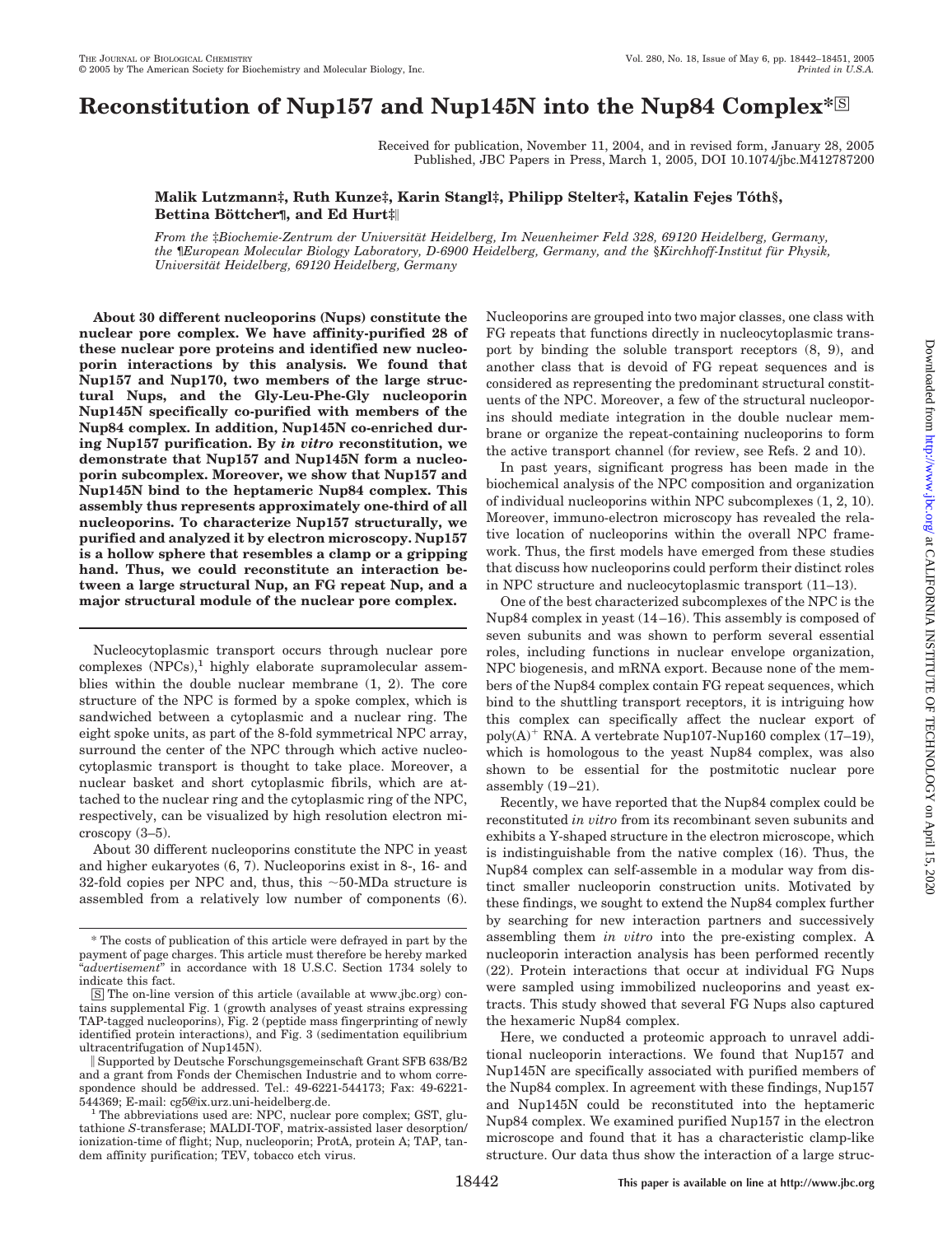# Reconstitution of Nup157 and Nup145N into the Nup84 Complex*

Received for publication, November 11, 2004, and in revised form, January 28, 2005
Published, JBC Papers in Press, March 1, 2005, DOI 10.1074/jbc.M412787200

**Malik Lutzmann‡, Ruth Kunze‡, Karin Stangl‡, Philipp Stelter‡, Katalin Fejes Tóth§, Bettina Böttcher¶, and Ed Hurt‡‖**

*From the* ‡*Biochemie-Zentrum der Universität Heidelberg, Im Neuenheimer Feld 328, 69120 Heidelberg, Germany, the* ¶*European Molecular Biology Laboratory, D-6900 Heidelberg, Germany, and the* §*Kirchhoff-Institut für Physik, Universität Heidelberg, 69120 Heidelberg, Germany*

**About 30 different nucleoporins (Nups) constitute the nuclear pore complex. We have affinity-purified 28 of these nuclear pore proteins and identified new nucleoporin interactions by this analysis. We found that Nup157 and Nup170, two members of the large structural Nups, and the Gly-Leu-Phe-Gly nucleoporin Nup145N specifically co-purified with members of the Nup84 complex. In addition, Nup145N co-enriched during Nup157 purification. By *in vitro* reconstitution, we demonstrate that Nup157 and Nup145N form a nucleoporin subcomplex. Moreover, we show that Nup157 and Nup145N bind to the heptameric Nup84 complex. This assembly thus represents approximately one-third of all nucleoporins. To characterize Nup157 structurally, we purified and analyzed it by electron microscopy. Nup157 is a hollow sphere that resembles a clamp or a gripping hand. Thus, we could reconstitute an interaction between a large structural Nup, an FG repeat Nup, and a major structural module of the nuclear pore complex.**

Nucleocytoplasmic transport occurs through nuclear pore complexes (NPCs),[1] highly elaborate supramolecular assemblies within the double nuclear membrane (1, 2). The core structure of the NPC is formed by a spoke complex, which is sandwiched between a cytoplasmic and a nuclear ring. The eight spoke units, as part of the 8-fold symmetrical NPC array, surround the center of the NPC through which active nucleocytoplasmic transport is thought to take place. Moreover, a nuclear basket and short cytoplasmic fibrils, which are attached to the nuclear ring and the cytoplasmic ring of the NPC, respectively, can be visualized by high resolution electron microscopy (3–5).

About 30 different nucleoporins constitute the NPC in yeast and higher eukaryotes (6, 7). Nucleoporins exist in 8-, 16- and 32-fold copies per NPC and, thus, this ~50-MDa structure is assembled from a relatively low number of components (6). Nucleoporins are grouped into two major classes, one class with FG repeats that functions directly in nucleocytoplasmic transport by binding the soluble transport receptors (8, 9), and another class that is devoid of FG repeat sequences and is considered as representing the predominant structural constituents of the NPC. Moreover, a few of the structural nucleoporins should mediate integration in the double nuclear membrane or organize the repeat-containing nucleoporins to form the active transport channel (for review, see Refs. 2 and 10).

In past years, significant progress has been made in the biochemical analysis of the NPC composition and organization of individual nucleoporins within NPC subcomplexes (1, 2, 10). Moreover, immuno-electron microscopy has revealed the relative location of nucleoporins within the overall NPC framework. Thus, the first models have emerged from these studies that discuss how nucleoporins could perform their distinct roles in NPC structure and nucleocytoplasmic transport (11–13).

One of the best characterized subcomplexes of the NPC is the Nup84 complex in yeast (14–16). This assembly is composed of seven subunits and was shown to perform several essential roles, including functions in nuclear envelope organization, NPC biogenesis, and mRNA export. Because none of the members of the Nup84 complex contain FG repeat sequences, which bind to the shuttling transport receptors, it is intriguing how this complex can specifically affect the nuclear export of poly(A)$^+$ RNA. A vertebrate Nup107-Nup160 complex (17–19), which is homologous to the yeast Nup84 complex, was also shown to be essential for the postmitotic nuclear pore assembly (19–21).

Recently, we have reported that the Nup84 complex could be reconstituted *in vitro* from its recombinant seven subunits and exhibits a Y-shaped structure in the electron microscope, which is indistinguishable from the native complex (16). Thus, the Nup84 complex can self-assemble in a modular way from distinct smaller nucleoporin construction units. Motivated by these findings, we sought to extend the Nup84 complex further by searching for new interaction partners and successively assembling them *in vitro* into the pre-existing complex. A nucleoporin interaction analysis has been performed recently (22). Protein interactions that occur at individual FG Nups were sampled using immobilized nucleoporins and yeast extracts. This study showed that several FG Nups also captured the hexameric Nup84 complex.

Here, we conducted a proteomic approach to unravel additional nucleoporin interactions. We found that Nup157 and Nup145N are specifically associated with purified members of the Nup84 complex. In agreement with these findings, Nup157 and Nup145N could be reconstituted into the heptameric Nup84 complex. We examined purified Nup157 in the electron microscope and found that it has a characteristic clamp-like structure. Our data thus show the interaction of a large struc-

\* The costs of publication of this article were defrayed in part by the payment of page charges. This article must therefore be hereby marked "*advertisement*" in accordance with 18 U.S.C. Section 1734 solely to indicate this fact.

[S] The on-line version of this article (available at www.jbc.org) contains supplemental Fig. 1 (growth analyses of yeast strains expressing TAP-tagged nucleoporins), Fig. 2 (peptide mass fingerprinting of newly identified protein interactions), and Fig. 3 (sedimentation equilibrium ultracentrifugation of Nup145N).

‖ Supported by Deutsche Forschungsgemeinschaft Grant SFB 638/B2 and a grant from Fonds der Chemischen Industrie and to whom correspondence should be addressed. Tel.: 49-6221-544173; Fax: 49-6221-544369; E-mail: cg5@ix.urz.uni-heidelberg.de.

[1] The abbreviations used are: NPC, nuclear pore complex; GST, glutathione *S*-transferase; MALDI-TOF, matrix-assisted laser desorption/ionization-time of flight; Nup, nucleoporin; ProtA, protein A; TAP, tandem affinity purification; TEV, tobacco etch virus.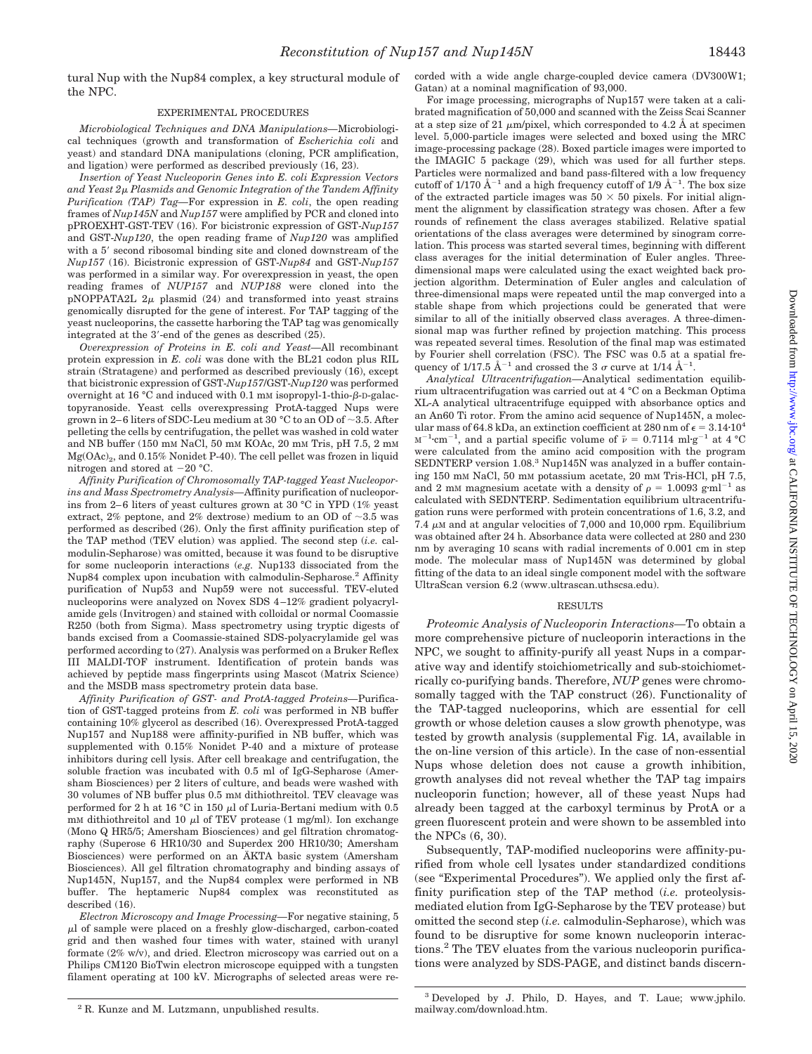tural Nup with the Nup84 complex, a key structural module of the NPC.

## EXPERIMENTAL PROCEDURES

*Microbiological Techniques and DNA Manipulations*—Microbiological techniques (growth and transformation of *Escherichia coli* and yeast) and standard DNA manipulations (cloning, PCR amplification, and ligation) were performed as described previously (16, 23).

*Insertion of Yeast Nucleoporin Genes into E. coli Expression Vectors and Yeast 2μ Plasmids and Genomic Integration of the Tandem Affinity Purification (TAP) Tag*—For expression in *E. coli*, the open reading frames of *Nup145N* and *Nup157* were amplified by PCR and cloned into pPROEXHT-GST-TEV (16). For bicistronic expression of GST-*Nup157* and GST-*Nup120*, the open reading frame of *Nup120* was amplified with a 5′ second ribosomal binding site and cloned downstream of the *Nup157* (16). Bicistronic expression of GST-*Nup84* and GST-*Nup157* was performed in a similar way. For overexpression in yeast, the open reading frames of *NUP157* and *NUP188* were cloned into the pNOPPATA2L 2μ plasmid (24) and transformed into yeast strains genomically disrupted for the gene of interest. For TAP tagging of the yeast nucleoporins, the cassette harboring the TAP tag was genomically integrated at the 3′-end of the genes as described (25).

*Overexpression of Proteins in E. coli and Yeast*—All recombinant protein expression in *E. coli* was done with the BL21 codon plus RIL strain (Stratagene) and performed as described previously (16), except that bicistronic expression of GST-*Nup157*/GST-*Nup120* was performed overnight at 16 °C and induced with 0.1 mM isopropyl-1-thio-β-D-galactopyranoside. Yeast cells overexpressing ProtA-tagged Nups were grown in 2–6 liters of SDC-Leu medium at 30 °C to an OD of ~3.5. After pelleting the cells by centrifugation, the pellet was washed in cold water and NB buffer (150 mM NaCl, 50 mM KOAc, 20 mM Tris, pH 7.5, 2 mM $Mg(OAc)_2$, and 0.15% Nonidet P-40). The cell pellet was frozen in liquid nitrogen and stored at −20 °C.

*Affinity Purification of Chromosomally TAP-tagged Yeast Nucleoporins and Mass Spectrometry Analysis*—Affinity purification of nucleoporins from 2–6 liters of yeast cultures grown at 30 °C in YPD (1% yeast extract, 2% peptone, and 2% dextrose) medium to an OD of ~3.5 was performed as described (26). Only the first affinity purification step of the TAP method (TEV elution) was applied. The second step (*i.e.* calmodulin-Sepharose) was omitted, because it was found to be disruptive for some nucleoporin interactions (*e.g.* Nup133 dissociated from the Nup84 complex upon incubation with calmodulin-Sepharose.[2] Affinity purification of Nup53 and Nup59 were not successful. TEV-eluted nucleoporins were analyzed on Novex SDS 4–12% gradient polyacrylamide gels (Invitrogen) and stained with colloidal or normal Coomassie R250 (both from Sigma). Mass spectrometry using tryptic digests of bands excised from a Coomassie-stained SDS-polyacrylamide gel was performed according to (27). Analysis was performed on a Bruker Reflex III MALDI-TOF instrument. Identification of protein bands was achieved by peptide mass fingerprints using Mascot (Matrix Science) and the MSDB mass spectrometry protein data base.

*Affinity Purification of GST- and ProtA-tagged Proteins*—Purification of GST-tagged proteins from *E. coli* was performed in NB buffer containing 10% glycerol as described (16). Overexpressed ProtA-tagged Nup157 and Nup188 were affinity-purified in NB buffer, which was supplemented with 0.15% Nonidet P-40 and a mixture of protease inhibitors during cell lysis. After cell breakage and centrifugation, the soluble fraction was incubated with 0.5 ml of IgG-Sepharose (Amersham Biosciences) per 2 liters of culture, and beads were washed with 30 volumes of NB buffer plus 0.5 mM dithiothreitol. TEV cleavage was performed for 2 h at 16 °C in 150 μl of Luria-Bertani medium with 0.5 mM dithiothreitol and 10 μl of TEV protease (1 mg/ml). Ion exchange (Mono Q HR5/5; Amersham Biosciences) and gel filtration chromatography (Superose 6 HR10/30 and Superdex 200 HR10/30; Amersham Biosciences) were performed on an ÄKTA basic system (Amersham Biosciences). All gel filtration chromatography and binding assays of Nup145N, Nup157, and the Nup84 complex were performed in NB buffer. The heptameric Nup84 complex was reconstituted as described (16).

*Electron Microscopy and Image Processing*—For negative staining, 5 μl of sample were placed on a freshly glow-discharged, carbon-coated grid and then washed four times with water, stained with uranyl formate (2% w/v), and dried. Electron microscopy was carried out on a Philips CM120 BioTwin electron microscope equipped with a tungsten filament operating at 100 kV. Micrographs of selected areas were recorded with a wide angle charge-coupled device camera (DV300W1; Gatan) at a nominal magnification of 93,000.

For image processing, micrographs of Nup157 were taken at a calibrated magnification of 50,000 and scanned with the Zeiss Scai Scanner at a step size of 21 μm/pixel, which corresponded to 4.2 Å at specimen level. 5,000-particle images were selected and boxed using the MRC image-processing package (28). Boxed particle images were imported to the IMAGIC 5 package (29), which was used for all further steps. Particles were normalized and band pass-filtered with a low frequency cutoff of 1/170 $Å^{-1}$ and a high frequency cutoff of 1/9 $Å^{-1}$. The box size of the extracted particle images was 50 × 50 pixels. For initial alignment the alignment by classification strategy was chosen. After a few rounds of refinement the class averages stabilized. Relative spatial orientations of the class averages were determined by sinogram correlation. This process was started several times, beginning with different class averages for the initial determination of Euler angles. Three-dimensional maps were calculated using the exact weighted back projection algorithm. Determination of Euler angles and calculation of three-dimensional maps were repeated until the map converged into a stable shape from which projections could be generated that were similar to all of the initially observed class averages. A three-dimensional map was further refined by projection matching. This process was repeated several times. Resolution of the final map was estimated by Fourier shell correlation (FSC). The FSC was 0.5 at a spatial frequency of 1/17.5 $Å^{-1}$ and crossed the 3 σ curve at 1/14 $Å^{-1}$.

*Analytical Ultracentrifugation*—Analytical sedimentation equilibrium ultracentrifugation was carried out at 4 °C on a Beckman Optima XL-A analytical ultracentrifuge equipped with absorbance optics and an An60 Ti rotor. From the amino acid sequence of Nup145N, a molecular mass of 64.8 kDa, an extinction coefficient at 280 nm of $\epsilon = 3.14 \cdot 10^4$ $M^{-1} \cdot cm^{-1}$, and a partial specific volume of $\bar{\nu} = 0.7114$ $ml \cdot g^{-1}$ at 4 °C were calculated from the amino acid composition with the program SEDNTERP version 1.08.[3] Nup145N was analyzed in a buffer containing 150 mM NaCl, 50 mM potassium acetate, 20 mM Tris-HCl, pH 7.5, and 2 mM magnesium acetate with a density of $\rho = 1.0093$ $g \cdot ml^{-1}$ as calculated with SEDNTERP. Sedimentation equilibrium ultracentrifugation runs were performed with protein concentrations of 1.6, 3.2, and 7.4 μM and at angular velocities of 7,000 and 10,000 rpm. Equilibrium was obtained after 24 h. Absorbance data were collected at 280 and 230 nm by averaging 10 scans with radial increments of 0.001 cm in step mode. The molecular mass of Nup145N was determined by global fitting of the data to an ideal single component model with the software UltraScan version 6.2 (www.ultrascan.uthscsa.edu).

## RESULTS

*Proteomic Analysis of Nucleoporin Interactions*—To obtain a more comprehensive picture of nucleoporin interactions in the NPC, we sought to affinity-purify all yeast Nups in a comparative way and identify stoichiometrically and sub-stoichiometrically co-purifying bands. Therefore, *NUP* genes were chromosomally tagged with the TAP construct (26). Functionality of the TAP-tagged nucleoporins, which are essential for cell growth or whose deletion causes a slow growth phenotype, was tested by growth analysis (supplemental Fig. 1*A*, available in the on-line version of this article). In the case of non-essential Nups whose deletion does not cause a growth inhibition, growth analyses did not reveal whether the TAP tag impairs nucleoporin function; however, all of these yeast Nups had already been tagged at the carboxyl terminus by ProtA or a green fluorescent protein and were shown to be assembled into the NPCs (6, 30).

Subsequently, TAP-modified nucleoporins were affinity-purified from whole cell lysates under standardized conditions (see "Experimental Procedures"). We applied only the first affinity purification step of the TAP method (*i.e.* proteolysis-mediated elution from IgG-Sepharose by the TEV protease) but omitted the second step (*i.e.* calmodulin-Sepharose), which was found to be disruptive for some known nucleoporin interactions.[2] The TEV eluates from the various nucleoporin purifications were analyzed by SDS-PAGE, and distinct bands discern-

[2] R. Kunze and M. Lutzmann, unpublished results.

[3] Developed by J. Philo, D. Hayes, and T. Laue; www.jphilo.mailway.com/download.htm.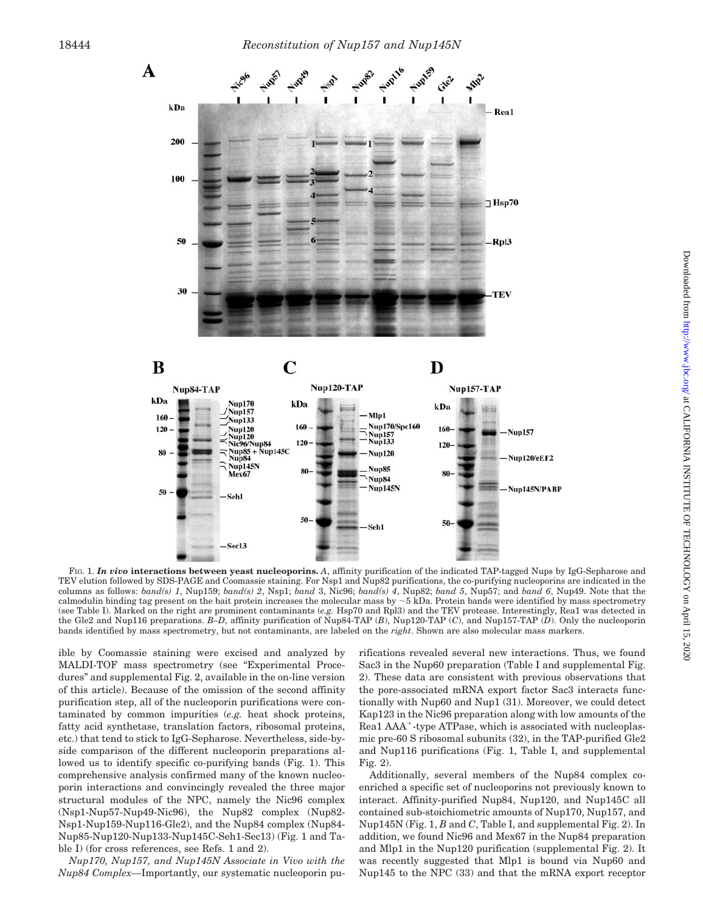FIG. 1. ***In vivo* interactions between yeast nucleoporins.** *A*, affinity purification of the indicated TAP-tagged Nups by IgG-Sepharose and TEV elution followed by SDS-PAGE and Coomassie staining. For Nsp1 and Nup82 purifications, the co-purifying nucleoporins are indicated in the columns as follows: *band(s) 1*, Nup159; *band(s) 2*, Nsp1; *band* 3, Nic96; *band(s) 4*, Nup82; *band 5*, Nup57; and *band 6*, Nup49. Note that the calmodulin binding tag present on the bait protein increases the molecular mass by ~5 kDa. Protein bands were identified by mass spectrometry (see Table I). Marked on the right are prominent contaminants (*e.g.* Hsp70 and Rpl3) and the TEV protease. Interestingly, Rea1 was detected in the Gle2 and Nup116 preparations. *B–D*, affinity purification of Nup84-TAP (*B*), Nup120-TAP (*C*), and Nup157-TAP (*D*). Only the nucleoporin bands identified by mass spectrometry, but not contaminants, are labeled on the *right*. Shown are also molecular mass markers.

ible by Coomassie staining were excised and analyzed by MALDI-TOF mass spectrometry (see "Experimental Procedures" and supplemental Fig. 2, available in the on-line version of this article). Because of the omission of the second affinity purification step, all of the nucleoporin purifications were contaminated by common impurities (*e.g.* heat shock proteins, fatty acid synthetase, translation factors, ribosomal proteins, etc.) that tend to stick to IgG-Sepharose. Nevertheless, side-by-side comparison of the different nucleoporin preparations allowed us to identify specific co-purifying bands (Fig. 1). This comprehensive analysis confirmed many of the known nucleoporin interactions and convincingly revealed the three major structural modules of the NPC, namely the Nic96 complex (Nsp1-Nup57-Nup49-Nic96), the Nup82 complex (Nup82-Nsp1-Nup159-Nup116-Gle2), and the Nup84 complex (Nup84-Nup85-Nup120-Nup133-Nup145C-Seh1-Sec13) (Fig. 1 and Table I) (for cross references, see Refs. 1 and 2).

*Nup170, Nup157, and Nup145N Associate in Vivo with the Nup84 Complex*—Importantly, our systematic nucleoporin purifications revealed several new interactions. Thus, we found Sac3 in the Nup60 preparation (Table I and supplemental Fig. 2). These data are consistent with previous observations that the pore-associated mRNA export factor Sac3 interacts functionally with Nup60 and Nup1 (31). Moreover, we could detect Kap123 in the Nic96 preparation along with low amounts of the Rea1 AAA$^+$-type ATPase, which is associated with nucleoplasmic pre-60 S ribosomal subunits (32), in the TAP-purified Gle2 and Nup116 purifications (Fig. 1, Table I, and supplemental Fig. 2).

Additionally, several members of the Nup84 complex co-enriched a specific set of nucleoporins not previously known to interact. Affinity-purified Nup84, Nup120, and Nup145C all contained sub-stoichiometric amounts of Nup170, Nup157, and Nup145N (Fig. 1, *B* and *C*, Table I, and supplemental Fig. 2). In addition, we found Nic96 and Mex67 in the Nup84 preparation and Mlp1 in the Nup120 purification (supplemental Fig. 2). It was recently suggested that Mlp1 is bound via Nup60 and Nup145 to the NPC (33) and that the mRNA export receptor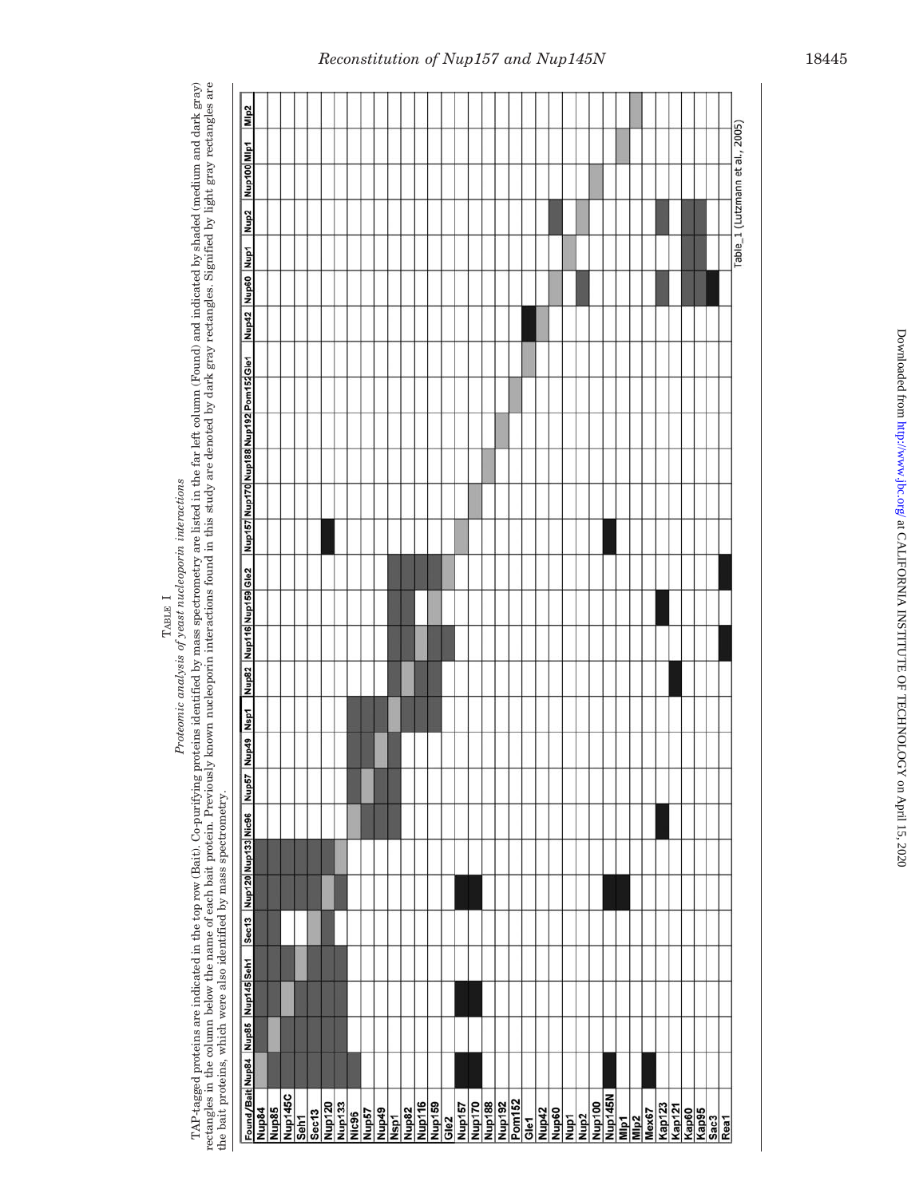TABLE I

*Proteomic analysis of yeast nucleoporin interactions*

TAP-tagged proteins are indicated in the top row (Bait). Co-purifying proteins identified by mass spectrometry are listed in the far left column (Found) and indicated by shaded (medium and dark gray) rectangles in the column below the name of each bait protein. Previously known nucleoporin interactions found in this study are denoted by dark gray rectangles. Signified by light gray rectangles are the bait proteins, which were also identified by mass spectrometry.

| Found/Bait | Nup84 | Nup85 | Nup145 | Seh1 | Sec13 | Nup120 | Nup133 | Nic96 | Nup57 | Nup49 | Nsp1 | Nup82 | Nup116 | Nup159 | Gle2 | Nup157 | Nup170 | Nup188 | Nup192 | Pom152 | Gle1 | Nup42 | Nup60 | Nup1 | Nup2 | Nup100 | Mlp1 | Mlp2 |
|---|---|---|---|---|---|---|---|---|---|---|---|---|---|---|---|---|---|---|---|---|---|---|---|---|---|---|---|---|
| Nup84 | light | dark | dark | dark | dark | dark | dark | | | | | | | | | | | | | | | | | | | | | |
| Nup85 | dark | light | dark | dark | dark | dark | dark | | | | | | | | | | | | | | | | | | | | | |
| Nup145C | dark | dark | light | dark | | dark | dark | | | | | | | | | | | | | | | | | | | | | |
| Seh1 | dark | dark | dark | light | | dark | dark | | | | | | | | | | | | | | | | | | | | | |
| Sec13 | dark | dark | dark | dark | light | dark | dark | | | | | | | | | | | | | | | | | | | | | |
| Nup120 | dark | dark | dark | dark | dark | light | dark | | | | | | | | | black | | | | | | | | | | | | |
| Nup133 | dark | dark | dark | dark | | dark | light | | | | | | | | | | | | | | | | | | | | | |
| Nic96 | dark | | | | | | | light | dark | dark | dark | | | | | | | | | | | | | | | | | |
| Nup57 | | | | | | | | dark | light | dark | dark | | | | | | | | | | | | | | | | | |
| Nup49 | | | | | | | | dark | dark | light | dark | | | | | | | | | | | | | | | | | |
| Nsp1 | | | | | | | | dark | dark | dark | light | dark | dark | dark | dark | | | | | | | | | | | | | |
| Nup82 | | | | | | | | | | | dark | light | dark | dark | dark | | | | | | | | | | | | | |
| Nup116 | | | | | | | | | | | dark | dark | light | | dark | | | | | | | | | | | | | |
| Nup159 | | | | | | | | | | | dark | dark | dark | light | dark | | | | | | | | | | | | | |
| Gle2 | | | | | | | | | | | | | dark | | light | | | | | | | | | | | | | |
| Nup157 | black | | black | | | black | | | | | | | | | | light | | | | | | | | | | | | |
| Nup170 | black | | black | | | black | | | | | | | | | | | light | | | | | | | | | | | |
| Nup188 | | | | | | | | | | | | | | | | | | light | | | | | | | | | | |
| Nup192 | | | | | | | | | | | | | | | | | | | light | | | | | | | | | |
| Pom152 | | | | | | | | | | | | | | | | | | | | light | | | | | | | | |
| Gle1 | | | | | | | | | | | | | | | | | | | | | light | black | | | | | | |
| Nup42 | | | | | | | | | | | | | | | | | | | | | | light | | | | | | |
| Nup60 | | | | | | | | | | | | | | | | | | | | | | | light | | dark | | | |
| Nup1 | | | | | | | | | | | | | | | | | | | | | | | | light | | | | |
| Nup2 | | | | | | | | | | | | | | | | | | | | | | | dark | | light | | | |
| Nup100 | | | | | | | | | | | | | | | | | | | | | | | | | | light | | |
| Nup145N | black | | | | | black | | | | | | | | | | black | | | | | | | | | | | | |
| Mlp1 | | | | | | black | | | | | | | | | | | | | | | | | | | | | light | |
| Mlp2 | | | | | | | | | | | | | | | | | | | | | | | | | | | | light |
| Mex67 | black | | | | | | | | | | | | | | | | | | | | | | | | | | | |
| Kap123 | | | | | | | | black | | | | | | black | | | | | | | | | dark | | dark | | | |
| Kap121 | | | | | | | | | | | | black | | | | | | | | | | | | | | | | |
| Kap60 | | | | | | | | | | | | | | | | | | | | | | | dark | dark | dark | | | |
| Kap95 | | | | | | | | | | | | | | | | | | | | | | | dark | dark | dark | | | |
| Sac3 | | | | | | | | | | | | | | | | | | | | | | | black | | | | | |
| Rea1 | | | | | | | | | | | | | black | | black | | | | | | | | | | | | | |

Table_1 (Lutzmann et al., 2005)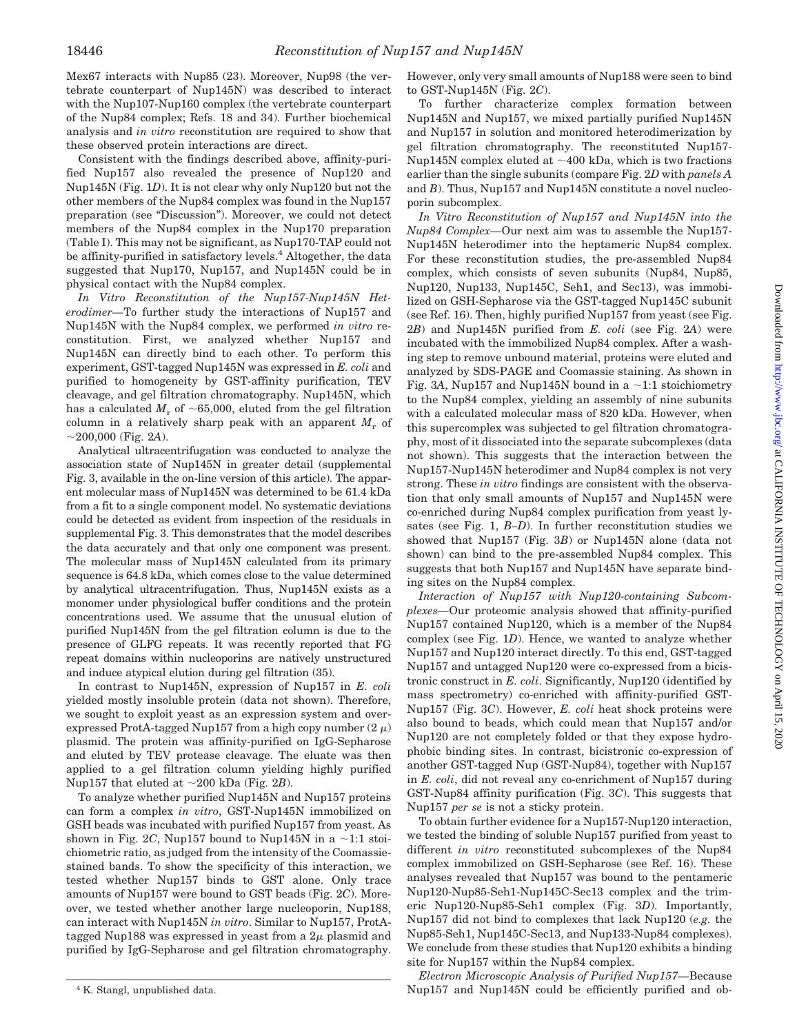Mex67 interacts with Nup85 (23). Moreover, Nup98 (the vertebrate counterpart of Nup145N) was described to interact with the Nup107-Nup160 complex (the vertebrate counterpart of the Nup84 complex; Refs. 18 and 34). Further biochemical analysis and *in vitro* reconstitution are required to show that these observed protein interactions are direct.

Consistent with the findings described above, affinity-purified Nup157 also revealed the presence of Nup120 and Nup145N (Fig. 1*D*). It is not clear why only Nup120 but not the other members of the Nup84 complex was found in the Nup157 preparation (see "Discussion"). Moreover, we could not detect members of the Nup84 complex in the Nup170 preparation (Table I). This may not be significant, as Nup170-TAP could not be affinity-purified in satisfactory levels.[4] Altogether, the data suggested that Nup170, Nup157, and Nup145N could be in physical contact with the Nup84 complex.

*In Vitro Reconstitution of the Nup157-Nup145N Heterodimer*—To further study the interactions of Nup157 and Nup145N with the Nup84 complex, we performed *in vitro* reconstitution. First, we analyzed whether Nup157 and Nup145N can directly bind to each other. To perform this experiment, GST-tagged Nup145N was expressed in *E. coli* and purified to homogeneity by GST-affinity purification, TEV cleavage, and gel filtration chromatography. Nup145N, which has a calculated $M_r$ of ~65,000, eluted from the gel filtration column in a relatively sharp peak with an apparent $M_r$ of ~200,000 (Fig. 2*A*).

Analytical ultracentrifugation was conducted to analyze the association state of Nup145N in greater detail (supplemental Fig. 3, available in the on-line version of this article). The apparent molecular mass of Nup145N was determined to be 61.4 kDa from a fit to a single component model. No systematic deviations could be detected as evident from inspection of the residuals in supplemental Fig. 3. This demonstrates that the model describes the data accurately and that only one component was present. The molecular mass of Nup145N calculated from its primary sequence is 64.8 kDa, which comes close to the value determined by analytical ultracentrifugation. Thus, Nup145N exists as a monomer under physiological buffer conditions and the protein concentrations used. We assume that the unusual elution of purified Nup145N from the gel filtration column is due to the presence of GLFG repeats. It was recently reported that FG repeat domains within nucleoporins are natively unstructured and induce atypical elution during gel filtration (35).

In contrast to Nup145N, expression of Nup157 in *E. coli* yielded mostly insoluble protein (data not shown). Therefore, we sought to exploit yeast as an expression system and overexpressed ProtA-tagged Nup157 from a high copy number (2 $\mu$) plasmid. The protein was affinity-purified on IgG-Sepharose and eluted by TEV protease cleavage. The eluate was then applied to a gel filtration column yielding highly purified Nup157 that eluted at ~200 kDa (Fig. 2*B*).

To analyze whether purified Nup145N and Nup157 proteins can form a complex *in vitro*, GST-Nup145N immobilized on GSH beads was incubated with purified Nup157 from yeast. As shown in Fig. 2*C*, Nup157 bound to Nup145N in a ~1:1 stoichiometric ratio, as judged from the intensity of the Coomassie-stained bands. To show the specificity of this interaction, we tested whether Nup157 binds to GST alone. Only trace amounts of Nup157 were bound to GST beads (Fig. 2*C*). Moreover, we tested whether another large nucleoporin, Nup188, can interact with Nup145N *in vitro*. Similar to Nup157, ProtA-tagged Nup188 was expressed in yeast from a 2$\mu$ plasmid and purified by IgG-Sepharose and gel filtration chromatography. However, only very small amounts of Nup188 were seen to bind to GST-Nup145N (Fig. 2*C*).

To further characterize complex formation between Nup145N and Nup157, we mixed partially purified Nup145N and Nup157 in solution and monitored heterodimerization by gel filtration chromatography. The reconstituted Nup157-Nup145N complex eluted at ~400 kDa, which is two fractions earlier than the single subunits (compare Fig. 2*D* with *panels A* and *B*). Thus, Nup157 and Nup145N constitute a novel nucleoporin subcomplex.

*In Vitro Reconstitution of Nup157 and Nup145N into the Nup84 Complex*—Our next aim was to assemble the Nup157-Nup145N heterodimer into the heptameric Nup84 complex. For these reconstitution studies, the pre-assembled Nup84 complex, which consists of seven subunits (Nup84, Nup85, Nup120, Nup133, Nup145C, Seh1, and Sec13), was immobilized on GSH-Sepharose via the GST-tagged Nup145C subunit (see Ref. 16). Then, highly purified Nup157 from yeast (see Fig. 2*B*) and Nup145N purified from *E. coli* (see Fig. 2*A*) were incubated with the immobilized Nup84 complex. After a washing step to remove unbound material, proteins were eluted and analyzed by SDS-PAGE and Coomassie staining. As shown in Fig. 3*A*, Nup157 and Nup145N bound in a ~1:1 stoichiometry to the Nup84 complex, yielding an assembly of nine subunits with a calculated molecular mass of 820 kDa. However, when this supercomplex was subjected to gel filtration chromatography, most of it dissociated into the separate subcomplexes (data not shown). This suggests that the interaction between the Nup157-Nup145N heterodimer and Nup84 complex is not very strong. These *in vitro* findings are consistent with the observation that only small amounts of Nup157 and Nup145N were co-enriched during Nup84 complex purification from yeast lysates (see Fig. 1, *B–D*). In further reconstitution studies we showed that Nup157 (Fig. 3*B*) or Nup145N alone (data not shown) can bind to the pre-assembled Nup84 complex. This suggests that both Nup157 and Nup145N have separate binding sites on the Nup84 complex.

*Interaction of Nup157 with Nup120-containing Subcomplexes*—Our proteomic analysis showed that affinity-purified Nup157 contained Nup120, which is a member of the Nup84 complex (see Fig. 1*D*). Hence, we wanted to analyze whether Nup157 and Nup120 interact directly. To this end, GST-tagged Nup157 and untagged Nup120 were co-expressed from a bicistronic construct in *E. coli*. Significantly, Nup120 (identified by mass spectrometry) co-enriched with affinity-purified GST-Nup157 (Fig. 3*C*). However, *E. coli* heat shock proteins were also bound to beads, which could mean that Nup157 and/or Nup120 are not completely folded or that they expose hydrophobic binding sites. In contrast, bicistronic co-expression of another GST-tagged Nup (GST-Nup84), together with Nup157 in *E. coli*, did not reveal any co-enrichment of Nup157 during GST-Nup84 affinity purification (Fig. 3*C*). This suggests that Nup157 *per se* is not a sticky protein.

To obtain further evidence for a Nup157-Nup120 interaction, we tested the binding of soluble Nup157 purified from yeast to different *in vitro* reconstituted subcomplexes of the Nup84 complex immobilized on GSH-Sepharose (see Ref. 16). These analyses revealed that Nup157 was bound to the pentameric Nup120-Nup85-Seh1-Nup145C-Sec13 complex and the trimeric Nup120-Nup85-Seh1 complex (Fig. 3*D*). Importantly, Nup157 did not bind to complexes that lack Nup120 (*e.g.* the Nup85-Seh1, Nup145C-Sec13, and Nup133-Nup84 complexes). We conclude from these studies that Nup120 exhibits a binding site for Nup157 within the Nup84 complex.

*Electron Microscopic Analysis of Purified Nup157*—Because Nup157 and Nup145N could be efficiently purified and ob-

[4] K. Stangl, unpublished data.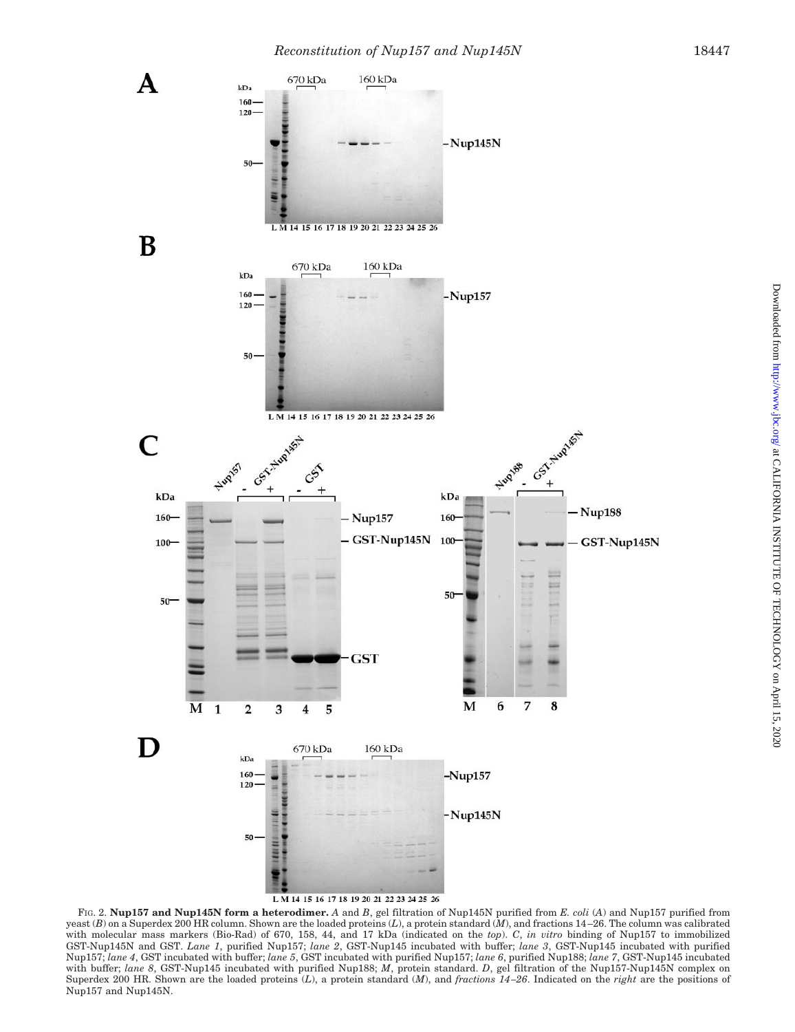FIG. 2. **Nup157 and Nup145N form a heterodimer.** *A* and *B*, gel filtration of Nup145N purified from *E. coli* (*A*) and Nup157 purified from yeast (*B*) on a Superdex 200 HR column. Shown are the loaded proteins (*L*), a protein standard (*M*), and fractions 14–26. The column was calibrated with molecular mass markers (Bio-Rad) of 670, 158, 44, and 17 kDa (indicated on the *top*). *C*, *in vitro* binding of Nup157 to immobilized GST-Nup145N and GST. *Lane 1*, purified Nup157; *lane 2*, GST-Nup145 incubated with buffer; *lane 3*, GST-Nup145 incubated with purified Nup157; *lane 4*, GST incubated with buffer; *lane 5*, GST incubated with purified Nup157; *lane 6*, purified Nup188; *lane 7*, GST-Nup145 incubated with buffer; *lane 8*, GST-Nup145 incubated with purified Nup188; *M*, protein standard. *D*, gel filtration of the Nup157-Nup145N complex on Superdex 200 HR. Shown are the loaded proteins (*L*), a protein standard (*M*), and *fractions 14–26*. Indicated on the *right* are the positions of Nup157 and Nup145N.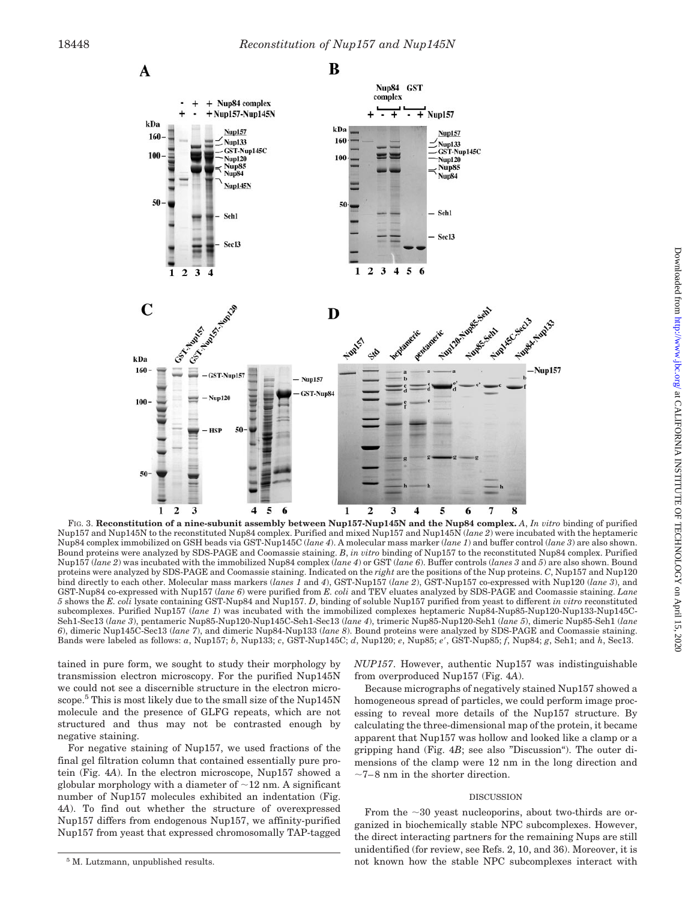FIG. 3. **Reconstitution of a nine-subunit assembly between Nup157-Nup145N and the Nup84 complex.** *A*, *In vitro* binding of purified Nup157 and Nup145N to the reconstituted Nup84 complex. Purified and mixed Nup157 and Nup145N (*lane 2*) were incubated with the heptameric Nup84 complex immobilized on GSH beads via GST-Nup145C (*lane 4*). A molecular mass marker (*lane 1*) and buffer control (*lane 3*) are also shown. Bound proteins were analyzed by SDS-PAGE and Coomassie staining. *B*, *in vitro* binding of Nup157 to the reconstituted Nup84 complex. Purified Nup157 (*lane 2*) was incubated with the immobilized Nup84 complex (*lane 4*) or GST (*lane 6*). Buffer controls (*lanes 3* and *5*) are also shown. Bound proteins were analyzed by SDS-PAGE and Coomassie staining. Indicated on the *right* are the positions of the Nup proteins. *C*, Nup157 and Nup120 bind directly to each other. Molecular mass markers (*lanes 1* and *4*), GST-Nup157 (*lane 2*), GST-Nup157 co-expressed with Nup120 (*lane 3*), and GST-Nup84 co-expressed with Nup157 (*lane 6*) were purified from *E. coli* and TEV eluates analyzed by SDS-PAGE and Coomassie staining. *Lane 5* shows the *E. coli* lysate containing GST-Nup84 and Nup157. *D*, binding of soluble Nup157 purified from yeast to different *in vitro* reconstituted subcomplexes. Purified Nup157 (*lane 1*) was incubated with the immobilized complexes heptameric Nup84-Nup85-Nup120-Nup133-Nup145C-Seh1-Sec13 (*lane 3*), pentameric Nup85-Nup120-Nup145C-Seh1-Sec13 (*lane 4*), trimeric Nup85-Nup120-Seh1 (*lane 5*), dimeric Nup85-Seh1 (*lane 6*), dimeric Nup145C-Sec13 (*lane 7*), and dimeric Nup84-Nup133 (*lane 8*). Bound proteins were analyzed by SDS-PAGE and Coomassie staining. Bands were labeled as follows: *a*, Nup157; *b*, Nup133; *c*, GST-Nup145C; *d*, Nup120; *e*, Nup85; *e′*, GST-Nup85; *f*, Nup84; *g*, Seh1; and *h*, Sec13.

tained in pure form, we sought to study their morphology by transmission electron microscopy. For the purified Nup145N we could not see a discernible structure in the electron microscope.[5] This is most likely due to the small size of the Nup145N molecule and the presence of GLFG repeats, which are not structured and thus may not be contrasted enough by negative staining.

For negative staining of Nup157, we used fractions of the final gel filtration column that contained essentially pure protein (Fig. 4*A*). In the electron microscope, Nup157 showed a globular morphology with a diameter of ~12 nm. A significant number of Nup157 molecules exhibited an indentation (Fig. 4*A*). To find out whether the structure of overexpressed Nup157 differs from endogenous Nup157, we affinity-purified Nup157 from yeast that expressed chromosomally TAP-tagged *NUP157*. However, authentic Nup157 was indistinguishable from overproduced Nup157 (Fig. 4*A*).

Because micrographs of negatively stained Nup157 showed a homogeneous spread of particles, we could perform image processing to reveal more details of the Nup157 structure. By calculating the three-dimensional map of the protein, it became apparent that Nup157 was hollow and looked like a clamp or a gripping hand (Fig. 4*B*; see also "Discussion"). The outer dimensions of the clamp were 12 nm in the long direction and ~7–8 nm in the shorter direction.

## DISCUSSION

From the ~30 yeast nucleoporins, about two-thirds are organized in biochemically stable NPC subcomplexes. However, the direct interacting partners for the remaining Nups are still unidentified (for review, see Refs. 2, 10, and 36). Moreover, it is not known how the stable NPC subcomplexes interact with

[5] M. Lutzmann, unpublished results.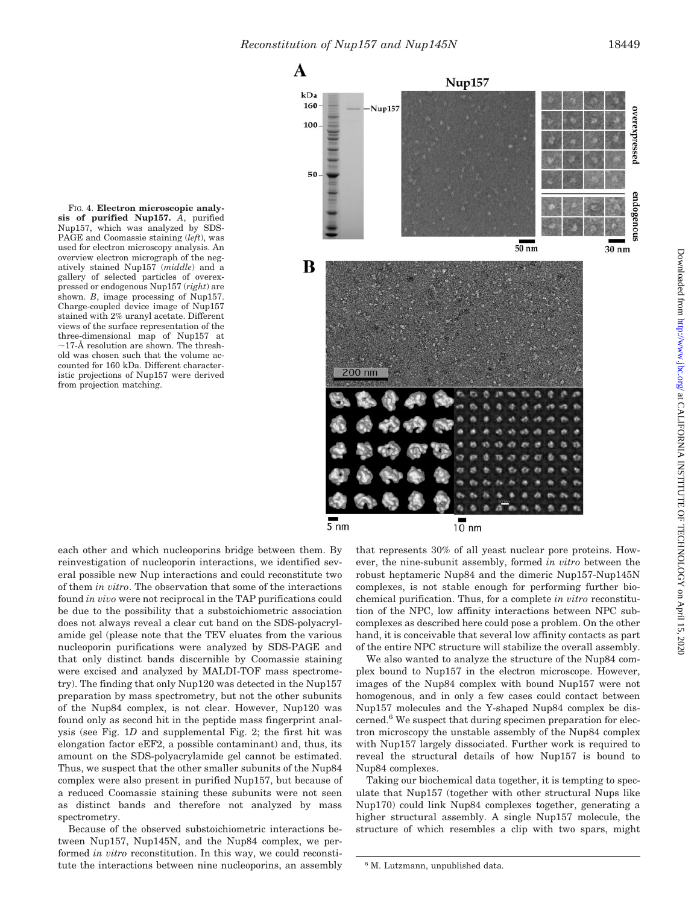FIG. 4. **Electron microscopic analysis of purified Nup157.** *A*, purified Nup157, which was analyzed by SDS-PAGE and Coomassie staining (*left*), was used for electron microscopy analysis. An overview electron micrograph of the negatively stained Nup157 (*middle*) and a gallery of selected particles of overexpressed or endogenous Nup157 (*right*) are shown. *B*, image processing of Nup157. Charge-coupled device image of Nup157 stained with 2% uranyl acetate. Different views of the surface representation of the three-dimensional map of Nup157 at ~17-Å resolution are shown. The threshold was chosen such that the volume accounted for 160 kDa. Different characteristic projections of Nup157 were derived from projection matching.

each other and which nucleoporins bridge between them. By reinvestigation of nucleoporin interactions, we identified several possible new Nup interactions and could reconstitute two of them *in vitro*. The observation that some of the interactions found *in vivo* were not reciprocal in the TAP purifications could be due to the possibility that a substoichiometric association does not always reveal a clear cut band on the SDS-polyacrylamide gel (please note that the TEV eluates from the various nucleoporin purifications were analyzed by SDS-PAGE and that only distinct bands discernible by Coomassie staining were excised and analyzed by MALDI-TOF mass spectrometry). The finding that only Nup120 was detected in the Nup157 preparation by mass spectrometry, but not the other subunits of the Nup84 complex, is not clear. However, Nup120 was found only as second hit in the peptide mass fingerprint analysis (see Fig. 1*D* and supplemental Fig. 2; the first hit was elongation factor eEF2, a possible contaminant) and, thus, its amount on the SDS-polyacrylamide gel cannot be estimated. Thus, we suspect that the other smaller subunits of the Nup84 complex were also present in purified Nup157, but because of a reduced Coomassie staining these subunits were not seen as distinct bands and therefore not analyzed by mass spectrometry.

Because of the observed substoichiometric interactions between Nup157, Nup145N, and the Nup84 complex, we performed *in vitro* reconstitution. In this way, we could reconstitute the interactions between nine nucleoporins, an assembly that represents 30% of all yeast nuclear pore proteins. However, the nine-subunit assembly, formed *in vitro* between the robust heptameric Nup84 and the dimeric Nup157-Nup145N complexes, is not stable enough for performing further biochemical purification. Thus, for a complete *in vitro* reconstitution of the NPC, low affinity interactions between NPC subcomplexes as described here could pose a problem. On the other hand, it is conceivable that several low affinity contacts as part of the entire NPC structure will stabilize the overall assembly.

We also wanted to analyze the structure of the Nup84 complex bound to Nup157 in the electron microscope. However, images of the Nup84 complex with bound Nup157 were not homogenous, and in only a few cases could contact between Nup157 molecules and the Y-shaped Nup84 complex be discerned.[6] We suspect that during specimen preparation for electron microscopy the unstable assembly of the Nup84 complex with Nup157 largely dissociated. Further work is required to reveal the structural details of how Nup157 is bound to Nup84 complexes.

Taking our biochemical data together, it is tempting to speculate that Nup157 (together with other structural Nups like Nup170) could link Nup84 complexes together, generating a higher structural assembly. A single Nup157 molecule, the structure of which resembles a clip with two spars, might

[6] M. Lutzmann, unpublished data.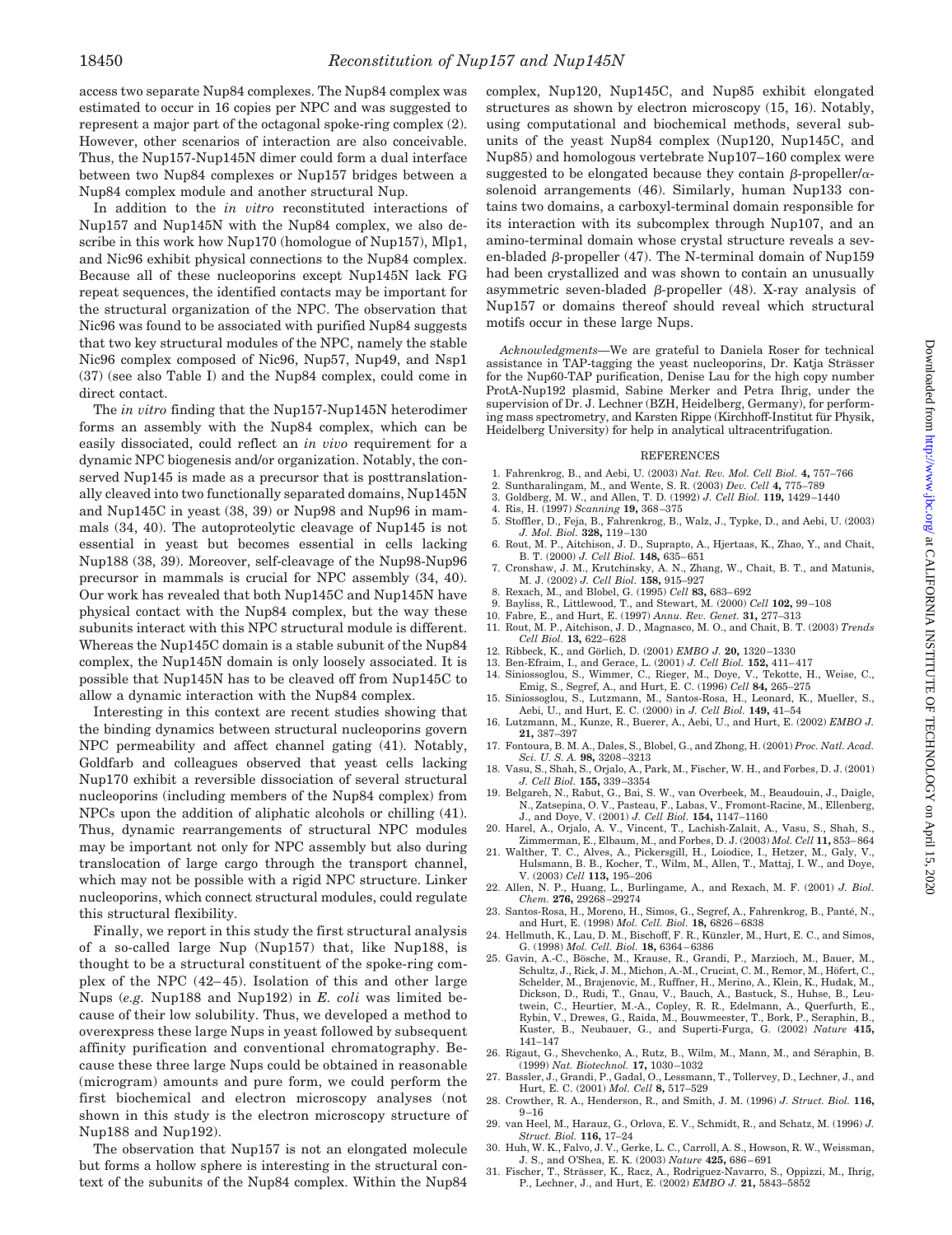access two separate Nup84 complexes. The Nup84 complex was estimated to occur in 16 copies per NPC and was suggested to represent a major part of the octagonal spoke-ring complex (2). However, other sceneraios of interaction are also conceivable. Thus, the Nup157-Nup145N dimer could form a dual interface between two Nup84 complexes or Nup157 bridges between a Nup84 complex module and another structural Nup.

In addition to the *in vitro* reconstituted interactions of Nup157 and Nup145N with the Nup84 complex, we also describe in this work how Nup170 (homologue of Nup157), Mlp1, and Nic96 exhibit physical connections to the Nup84 complex. Because all of these nucleoporins except Nup145N lack FG repeat sequences, the identified contacts may be important for the structural organization of the NPC. The observation that Nic96 was found to be associated with purified Nup84 suggests that two key structural modules of the NPC, namely the stable Nic96 complex composed of Nic96, Nup57, Nup49, and Nsp1 (37) (see also Table I) and the Nup84 complex, could come in direct contact.

The *in vitro* finding that the Nup157-Nup145N heterodimer forms an assembly with the Nup84 complex, which can be easily dissociated, could reflect an *in vivo* requirement for a dynamic NPC biogenesis and/or organization. Notably, the conserved Nup145 is made as a precursor that is posttranslationally cleaved into two functionally separated domains, Nup145N and Nup145C in yeast (38, 39) or Nup98 and Nup96 in mammals (34, 40). The autoproteolytic cleavage of Nup145 is not essential in yeast but becomes essential in cells lacking Nup188 (38, 39). Moreover, self-cleavage of the Nup98-Nup96 precursor in mammals is crucial for NPC assembly (34, 40). Our work has revealed that both Nup145C and Nup145N have physical contact with the Nup84 complex, but the way these subunits interact with this NPC structural module is different. Whereas the Nup145C domain is a stable subunit of the Nup84 complex, the Nup145N domain is only loosely associated. It is possible that Nup145N has to be cleaved off from Nup145C to allow a dynamic interaction with the Nup84 complex.

Interesting in this context are recent studies showing that the binding dynamics between structural nucleoporins govern NPC permeability and affect channel gating (41). Notably, Goldfarb and colleagues observed that yeast cells lacking Nup170 exhibit a reversible dissociation of several structural nucleoporins (including members of the Nup84 complex) from NPCs upon the addition of aliphatic alcohols or chilling (41). Thus, dynamic rearrangements of structural NPC modules may be important not only for NPC assembly but also during translocation of large cargo through the transport channel, which may not be possible with a rigid NPC structure. Linker nucleoporins, which connect structural modules, could regulate this structural flexibility.

Finally, we report in this study the first structural analysis of a so-called large Nup (Nup157) that, like Nup188, is thought to be a structural constituent of the spoke-ring complex of the NPC (42–45). Isolation of this and other large Nups (*e.g.* Nup188 and Nup192) in *E. coli* was limited because of their low solubility. Thus, we developed a method to overexpress these large Nups in yeast followed by subsequent affinity purification and conventional chromatography. Because these three large Nups could be obtained in reasonable (microgram) amounts and pure form, we could perform the first biochemical and electron microscopy analyses (not shown in this study is the electron microscopy structure of Nup188 and Nup192).

The observation that Nup157 is not an elongated molecule but forms a hollow sphere is interesting in the structural context of the subunits of the Nup84 complex. Within the Nup84 complex, Nup120, Nup145C, and Nup85 exhibit elongated structures as shown by electron microscopy (15, 16). Notably, using computational and biochemical methods, several subunits of the yeast Nup84 complex (Nup120, Nup145C, and Nup85) and homologous vertebrate Nup107–160 complex were suggested to be elongated because they contain β-propeller/α-solenoid arrangements (46). Similarly, human Nup133 contains two domains, a carboxyl-terminal domain responsible for its interaction with its subcomplex through Nup107, and an amino-terminal domain whose crystal structure reveals a seven-bladed β-propeller (47). The N-terminal domain of Nup159 had been crystallized and was shown to contain an unusually asymmetric seven-bladed β-propeller (48). X-ray analysis of Nup157 or domains thereof should reveal which structural motifs occur in these large Nups.

*Acknowledgments*—We are grateful to Daniela Roser for technical assistance in TAP-tagging the yeast nucleoporins, Dr. Katja Strässer for the Nup60-TAP purification, Denise Lau for the high copy number ProtA-Nup192 plasmid, Sabine Merker and Petra Ihrig, under the supervision of Dr. J. Lechner (BZH, Heidelberg, Germany), for performing mass spectrometry, and Karsten Rippe (Kirchhoff-Institut für Physik, Heidelberg University) for help in analytical ultracentrifugation.

## REFERENCES

1. Fahrenkrog, B., and Aebi, U. (2003) *Nat. Rev. Mol. Cell Biol.* **4,** 757–766
2. Suntharalingam, M., and Wente, S. R. (2003) *Dev. Cell* **4,** 775–789
3. Goldberg, M. W., and Allen, T. D. (1992) *J. Cell Biol.* **119,** 1429–1440
4. Ris, H. (1997) *Scanning* **19,** 368–375
5. Stoffler, D., Feja, B., Fahrenkrog, B., Walz, J., Typke, D., and Aebi, U. (2003) *J. Mol. Biol.* **328,** 119–130
6. Rout, M. P., Aitchison, J. D., Suprapto, A., Hjertaas, K., Zhao, Y., and Chait, B. T. (2000) *J. Cell Biol.* **148,** 635–651
7. Cronshaw, J. M., Krutchinsky, A. N., Zhang, W., Chait, B. T., and Matunis, M. J. (2002) *J. Cell Biol.* **158,** 915–927
8. Rexach, M., and Blobel, G. (1995) *Cell* **83,** 683–692
9. Bayliss, R., Littlewood, T., and Stewart, M. (2000) *Cell* **102,** 99–108
10. Fabre, E., and Hurt, E. (1997) *Annu. Rev. Genet.* **31,** 277–313
11. Rout, M. P., Aitchison, J. D., Magnasco, M. O., and Chait, B. T. (2003) *Trends Cell Biol.* **13,** 622–628
12. Ribbeck, K., and Görlich, D. (2001) *EMBO J.* **20,** 1320–1330
13. Ben-Efraim, I., and Gerace, L. (2001) *J. Cell Biol.* **152,** 411–417
14. Siniossoglou, S., Wimmer, C., Rieger, M., Doye, V., Tekotte, H., Weise, C., Emig, S., Segref, A., and Hurt, E. C. (1996) *Cell* **84,** 265–275
15. Siniossoglou, S., Lutzmann, M., Santos-Rosa, H., Leonard, K., Mueller, S., Aebi, U., and Hurt, E. C. (2000) in *J. Cell Biol.* **149,** 41–54
16. Lutzmann, M., Kunze, R., Buerer, A., Aebi, U., and Hurt, E. (2002) *EMBO J.* **21,** 387–397
17. Fontoura, B. M. A., Dales, S., Blobel, G., and Zhong, H. (2001) *Proc. Natl. Acad. Sci. U. S. A.* **98,** 3208–3213
18. Vasu, S., Shah, S., Orjalo, A., Park, M., Fischer, W. H., and Forbes, D. J. (2001) *J. Cell Biol.* **155,** 339–3354
19. Belgareh, N., Rabut, G., Bai, S. W., van Overbeek, M., Beaudouin, J., Daigle, N., Zatsepina, O. V., Pasteau, F., Labas, V., Fromont-Racine, M., Ellenberg, J., and Doye, V. (2001) *J. Cell Biol.* **154,** 1147–1160
20. Harel, A., Orjalo, A. V., Vincent, T., Lachish-Zalait, A., Vasu, S., Shah, S., Zimmerman, E., Elbaum, M., and Forbes, D. J. (2003) *Mol. Cell* **11,** 853–864
21. Walther, T. C., Alves, A., Pickersgill, H., Loiodice, I., Hetzer, M., Galy, V., Hulsmann, B. B., Kocher, T., Wilm, M., Allen, T., Mattaj, I. W., and Doye, V. (2003) *Cell* **113,** 195–206
22. Allen, N. P., Huang, L., Burlingame, A., and Rexach, M. F. (2001) *J. Biol. Chem.* **276,** 29268–29274
23. Santos-Rosa, H., Moreno, H., Simos, G., Segref, A., Fahrenkrog, B., Panté, N., and Hurt, E. (1998) *Mol. Cell. Biol.* **18,** 6826–6838
24. Hellmuth, K., Lau, D. M., Bischoff, F. R., Künzler, M., Hurt, E. C., and Simos, G. (1998) *Mol. Cell. Biol.* **18,** 6364–6386
25. Gavin, A.-C., Bösche, M., Krause, R., Grandi, P., Marzioch, M., Bauer, M., Schultz, J., Rick, J. M., Michon, A.-M., Cruciat, C. M., Remor, M., Höfert, C., Schelder, M., Brajenovic, M., Ruffner, H., Merino, A., Klein, K., Hudak, M., Dickson, D., Rudi, T., Gnau, V., Bauch, A., Bastuck, S., Huhse, B., Leutwein, C., Heurtier, M.-A., Copley, R. R., Edelmann, A., Querfurth, E., Rybin, V., Drewes, G., Raida, M., Bouwmeester, T., Bork, P., Seraphin, B., Kuster, B., Neubauer, G., and Superti-Furga, G. (2002) *Nature* **415,** 141–147
26. Rigaut, G., Shevchenko, A., Rutz, B., Wilm, M., Mann, M., and Séraphin, B. (1999) *Nat. Biotechnol.* **17,** 1030–1032
27. Bassler, J., Grandi, P., Gadal, O., Lessmann, T., Tollervey, D., Lechner, J., and Hurt, E. C. (2001) *Mol. Cell* **8,** 517–529
28. Crowther, R. A., Henderson, R., and Smith, J. M. (1996) *J. Struct. Biol.* **116,** 9–16
29. van Heel, M., Harauz, G., Orlova, E. V., Schmidt, R., and Schatz, M. (1996) *J. Struct. Biol.* **116,** 17–24
30. Huh, W. K., Falvo, J. V., Gerke, L. C., Carroll, A. S., Howson, R. W., Weissman, J. S., and O'Shea, E. K. (2003) *Nature* **425,** 686–691
31. Fischer, T., Strässer, K., Racz, A., Rodriguez-Navarro, S., Oppizzi, M., Ihrig, P., Lechner, J., and Hurt, E. (2002) *EMBO J.* **21,** 5843–5852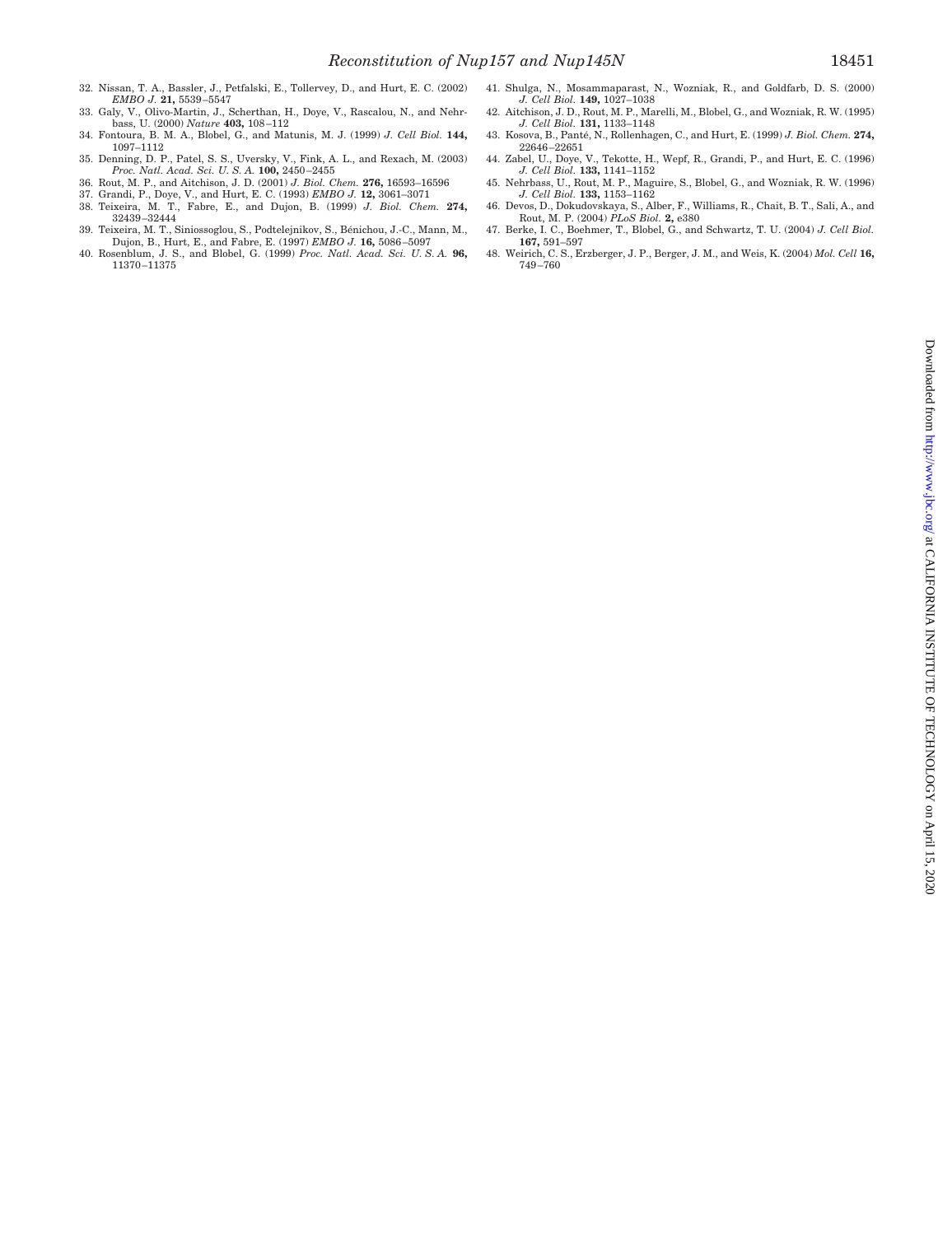32. Nissan, T. A., Bassler, J., Petfalski, E., Tollervey, D., and Hurt, E. C. (2002) *EMBO J.* **21,** 5539–5547
33. Galy, V., Olivo-Martin, J., Scherthan, H., Doye, V., Rascalou, N., and Nehrbass, U. (2000) *Nature* **403,** 108–112
34. Fontoura, B. M. A., Blobel, G., and Matunis, M. J. (1999) *J. Cell Biol.* **144,** 1097–1112
35. Denning, D. P., Patel, S. S., Uversky, V., Fink, A. L., and Rexach, M. (2003) *Proc. Natl. Acad. Sci. U. S. A.* **100,** 2450–2455
36. Rout, M. P., and Aitchison, J. D. (2001) *J. Biol. Chem.* **276,** 16593–16596
37. Grandi, P., Doye, V., and Hurt, E. C. (1993) *EMBO J.* **12,** 3061–3071
38. Teixeira, M. T., Fabre, E., and Dujon, B. (1999) *J. Biol. Chem.* **274,** 32439–32444
39. Teixeira, M. T., Siniossoglou, S., Podtelejnikov, S., Bénichou, J.-C., Mann, M., Dujon, B., Hurt, E., and Fabre, E. (1997) *EMBO J.* **16,** 5086–5097
40. Rosenblum, J. S., and Blobel, G. (1999) *Proc. Natl. Acad. Sci. U. S. A.* **96,** 11370–11375
41. Shulga, N., Mosammaparast, N., Wozniak, R., and Goldfarb, D. S. (2000) *J. Cell Biol.* **149,** 1027–1038
42. Aitchison, J. D., Rout, M. P., Marelli, M., Blobel, G., and Wozniak, R. W. (1995) *J. Cell Biol.* **131,** 1133–1148
43. Kosova, B., Panté, N., Rollenhagen, C., and Hurt, E. (1999) *J. Biol. Chem.* **274,** 22646–22651
44. Zabel, U., Doye, V., Tekotte, H., Wepf, R., Grandi, P., and Hurt, E. C. (1996) *J. Cell Biol.* **133,** 1141–1152
45. Nehrbass, U., Rout, M. P., Maguire, S., Blobel, G., and Wozniak, R. W. (1996) *J. Cell Biol.* **133,** 1153–1162
46. Devos, D., Dokudovskaya, S., Alber, F., Williams, R., Chait, B. T., Sali, A., and Rout, M. P. (2004) *PLoS Biol.* **2,** e380
47. Berke, I. C., Boehmer, T., Blobel, G., and Schwartz, T. U. (2004) *J. Cell Biol.* **167,** 591–597
48. Weirich, C. S., Erzberger, J. P., Berger, J. M., and Weis, K. (2004) *Mol. Cell* **16,** 749–760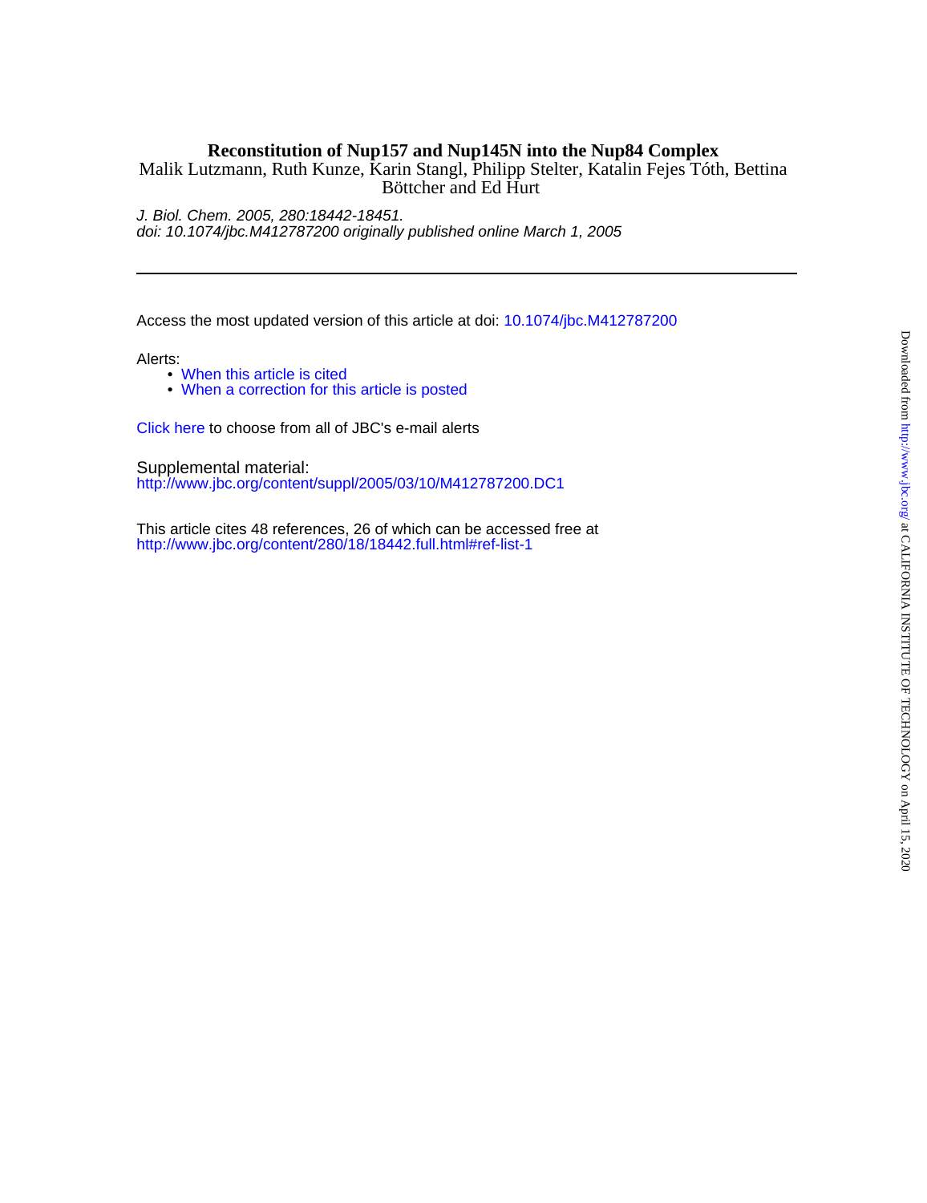**Reconstitution of Nup157 and Nup145N into the Nup84 Complex**

Malik Lutzmann, Ruth Kunze, Karin Stangl, Philipp Stelter, Katalin Fejes Tóth, Bettina Böttcher and Ed Hurt

*J. Biol. Chem. 2005, 280:18442-18451.*
*doi: 10.1074/jbc.M412787200 originally published online March 1, 2005*

---

Access the most updated version of this article at doi: 10.1074/jbc.M412787200

Alerts:

- When this article is cited
- When a correction for this article is posted

Click here to choose from all of JBC's e-mail alerts

Supplemental material:
http://www.jbc.org/content/suppl/2005/03/10/M412787200.DC1

This article cites 48 references, 26 of which can be accessed free at
http://www.jbc.org/content/280/18/18442.full.html#ref-list-1

Downloaded from http://www.jbc.org/ at CALIFORNIA INSTITUTE OF TECHNOLOGY on April 15, 2020